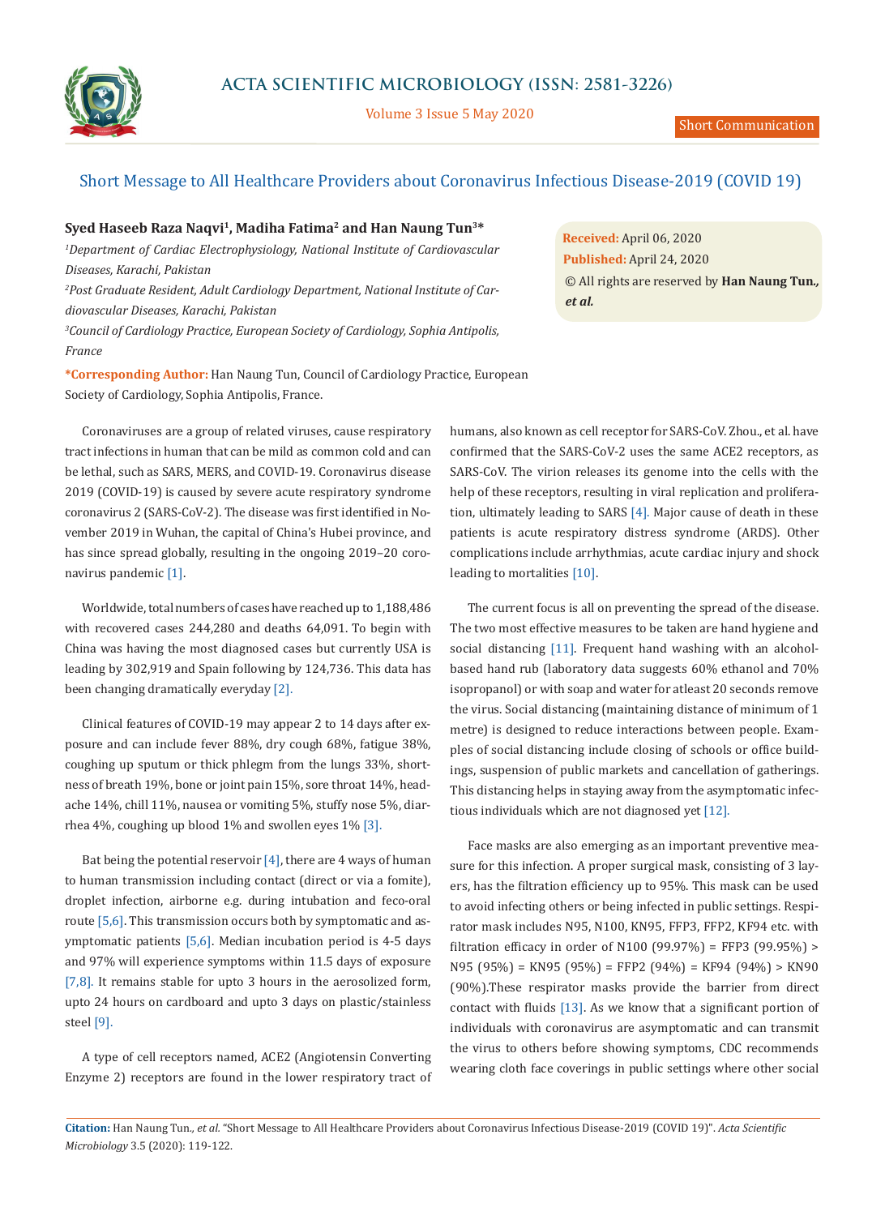# Short Message to All Healthcare Providers about Coronavirus Infectious Disease-2019 (COVID 19)

**Syed Haseeb Raza Naqvi[1], Madiha Fatima[2] and Han Naung Tun[3]\***

*[1]Department of Cardiac Electrophysiology, National Institute of Cardiovascular Diseases, Karachi, Pakistan*

*[2]Post Graduate Resident, Adult Cardiology Department, National Institute of Cardiovascular Diseases, Karachi, Pakistan*

*[3]Council of Cardiology Practice, European Society of Cardiology, Sophia Antipolis, France*

**\*Corresponding Author:** Han Naung Tun, Council of Cardiology Practice, European Society of Cardiology, Sophia Antipolis, France.

**Received:** April 06, 2020
**Published:** April 24, 2020
© All rights are reserved by **Han Naung Tun., *et al.***

Coronaviruses are a group of related viruses, cause respiratory tract infections in human that can be mild as common cold and can be lethal, such as SARS, MERS, and COVID-19. Coronavirus disease 2019 (COVID-19) is caused by severe acute respiratory syndrome coronavirus 2 (SARS-CoV-2). The disease was first identified in November 2019 in Wuhan, the capital of China's Hubei province, and has since spread globally, resulting in the ongoing 2019–20 coronavirus pandemic [1].

Worldwide, total numbers of cases have reached up to 1,188,486 with recovered cases 244,280 and deaths 64,091. To begin with China was having the most diagnosed cases but currently USA is leading by 302,919 and Spain following by 124,736. This data has been changing dramatically everyday [2].

Clinical features of COVID-19 may appear 2 to 14 days after exposure and can include fever 88%, dry cough 68%, fatigue 38%, coughing up sputum or thick phlegm from the lungs 33%, shortness of breath 19%, bone or joint pain 15%, sore throat 14%, headache 14%, chill 11%, nausea or vomiting 5%, stuffy nose 5%, diarrhea 4%, coughing up blood 1% and swollen eyes 1% [3].

Bat being the potential reservoir [4], there are 4 ways of human to human transmission including contact (direct or via a fomite), droplet infection, airborne e.g. during intubation and feco-oral route [5,6]. This transmission occurs both by symptomatic and asymptomatic patients [5,6]. Median incubation period is 4-5 days and 97% will experience symptoms within 11.5 days of exposure [7,8]. It remains stable for upto 3 hours in the aerosolized form, upto 24 hours on cardboard and upto 3 days on plastic/stainless steel [9].

A type of cell receptors named, ACE2 (Angiotensin Converting Enzyme 2) receptors are found in the lower respiratory tract of humans, also known as cell receptor for SARS-CoV. Zhou., et al. have confirmed that the SARS-CoV-2 uses the same ACE2 receptors, as SARS-CoV. The virion releases its genome into the cells with the help of these receptors, resulting in viral replication and proliferation, ultimately leading to SARS [4]. Major cause of death in these patients is acute respiratory distress syndrome (ARDS). Other complications include arrhythmias, acute cardiac injury and shock leading to mortalities [10].

The current focus is all on preventing the spread of the disease. The two most effective measures to be taken are hand hygiene and social distancing [11]. Frequent hand washing with an alcohol-based hand rub (laboratory data suggests 60% ethanol and 70% isopropanol) or with soap and water for atleast 20 seconds remove the virus. Social distancing (maintaining distance of minimum of 1 metre) is designed to reduce interactions between people. Examples of social distancing include closing of schools or office buildings, suspension of public markets and cancellation of gatherings. This distancing helps in staying away from the asymptomatic infectious individuals which are not diagnosed yet [12].

Face masks are also emerging as an important preventive measure for this infection. A proper surgical mask, consisting of 3 layers, has the filtration efficiency up to 95%. This mask can be used to avoid infecting others or being infected in public settings. Respirator mask includes N95, N100, KN95, FFP3, FFP2, KF94 etc. with filtration efficacy in order of N100 (99.97%) = FFP3 (99.95%) > N95 (95%) = KN95 (95%) = FFP2 (94%) = KF94 (94%) > KN90 (90%).These respirator masks provide the barrier from direct contact with fluids [13]. As we know that a significant portion of individuals with coronavirus are asymptomatic and can transmit the virus to others before showing symptoms, CDC recommends wearing cloth face coverings in public settings where other social

**Citation:** Han Naung Tun., *et al.* "Short Message to All Healthcare Providers about Coronavirus Infectious Disease-2019 (COVID 19)". *Acta Scientific Microbiology* 3.5 (2020): 119-122.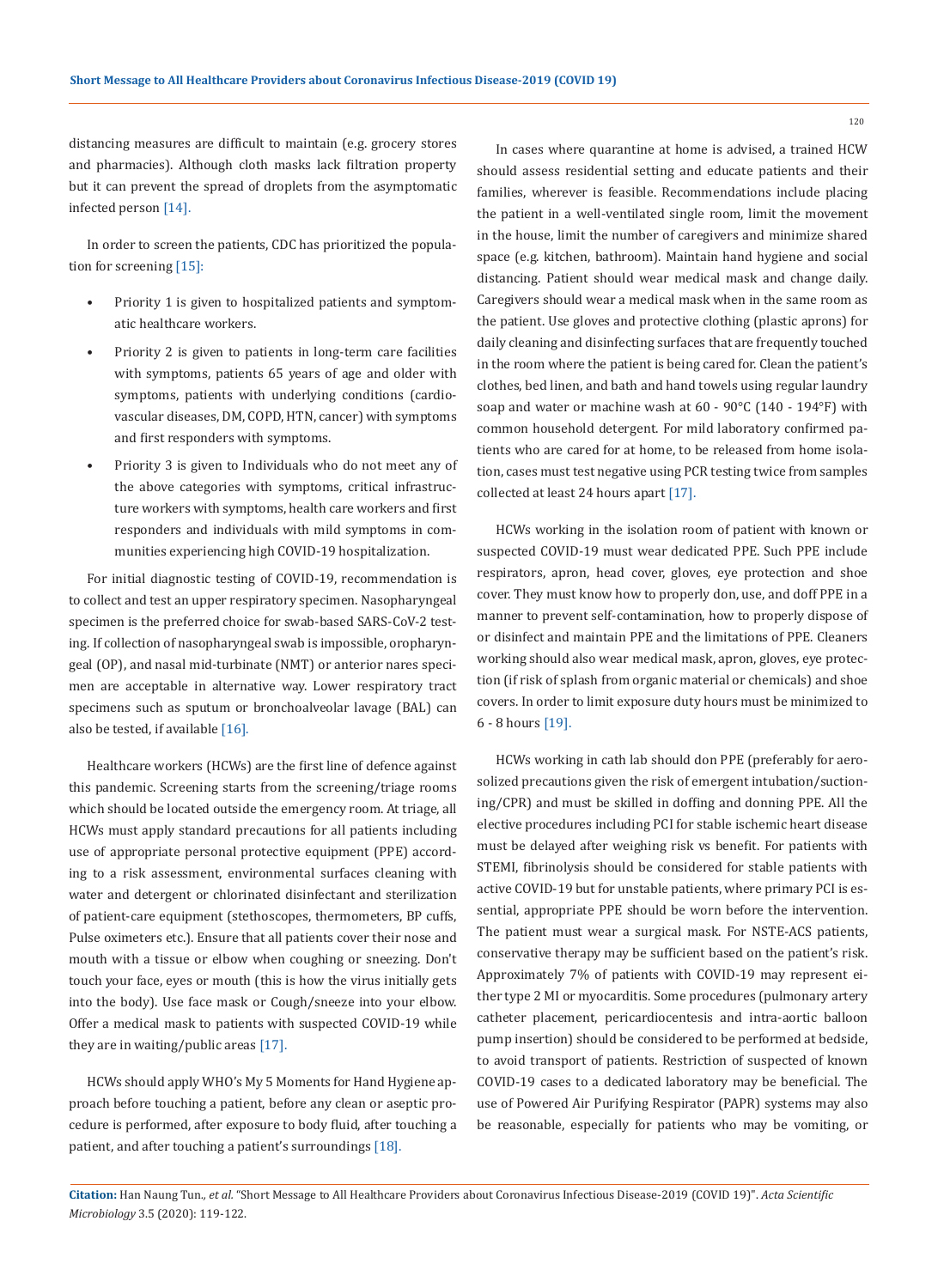distancing measures are difficult to maintain (e.g. grocery stores and pharmacies). Although cloth masks lack filtration property but it can prevent the spread of droplets from the asymptomatic infected person [14].

In order to screen the patients, CDC has prioritized the population for screening [15]:

- Priority 1 is given to hospitalized patients and symptomatic healthcare workers.
- Priority 2 is given to patients in long-term care facilities with symptoms, patients 65 years of age and older with symptoms, patients with underlying conditions (cardiovascular diseases, DM, COPD, HTN, cancer) with symptoms and first responders with symptoms.
- Priority 3 is given to Individuals who do not meet any of the above categories with symptoms, critical infrastructure workers with symptoms, health care workers and first responders and individuals with mild symptoms in communities experiencing high COVID-19 hospitalization.

For initial diagnostic testing of COVID-19, recommendation is to collect and test an upper respiratory specimen. Nasopharyngeal specimen is the preferred choice for swab-based SARS-CoV-2 testing. If collection of nasopharyngeal swab is impossible, oropharyngeal (OP), and nasal mid-turbinate (NMT) or anterior nares specimen are acceptable in alternative way. Lower respiratory tract specimens such as sputum or bronchoalveolar lavage (BAL) can also be tested, if available [16].

Healthcare workers (HCWs) are the first line of defence against this pandemic. Screening starts from the screening/triage rooms which should be located outside the emergency room. At triage, all HCWs must apply standard precautions for all patients including use of appropriate personal protective equipment (PPE) according to a risk assessment, environmental surfaces cleaning with water and detergent or chlorinated disinfectant and sterilization of patient-care equipment (stethoscopes, thermometers, BP cuffs, Pulse oximeters etc.). Ensure that all patients cover their nose and mouth with a tissue or elbow when coughing or sneezing. Don't touch your face, eyes or mouth (this is how the virus initially gets into the body). Use face mask or Cough/sneeze into your elbow. Offer a medical mask to patients with suspected COVID-19 while they are in waiting/public areas [17].

HCWs should apply WHO's My 5 Moments for Hand Hygiene approach before touching a patient, before any clean or aseptic procedure is performed, after exposure to body fluid, after touching a patient, and after touching a patient's surroundings [18].

In cases where quarantine at home is advised, a trained HCW should assess residential setting and educate patients and their families, wherever is feasible. Recommendations include placing the patient in a well-ventilated single room, limit the movement in the house, limit the number of caregivers and minimize shared space (e.g. kitchen, bathroom). Maintain hand hygiene and social distancing. Patient should wear medical mask and change daily. Caregivers should wear a medical mask when in the same room as the patient. Use gloves and protective clothing (plastic aprons) for daily cleaning and disinfecting surfaces that are frequently touched in the room where the patient is being cared for. Clean the patient's clothes, bed linen, and bath and hand towels using regular laundry soap and water or machine wash at 60 - 90°C (140 - 194°F) with common household detergent. For mild laboratory confirmed patients who are cared for at home, to be released from home isolation, cases must test negative using PCR testing twice from samples collected at least 24 hours apart [17].

HCWs working in the isolation room of patient with known or suspected COVID-19 must wear dedicated PPE. Such PPE include respirators, apron, head cover, gloves, eye protection and shoe cover. They must know how to properly don, use, and doff PPE in a manner to prevent self-contamination, how to properly dispose of or disinfect and maintain PPE and the limitations of PPE. Cleaners working should also wear medical mask, apron, gloves, eye protection (if risk of splash from organic material or chemicals) and shoe covers. In order to limit exposure duty hours must be minimized to 6 - 8 hours [19].

HCWs working in cath lab should don PPE (preferably for aerosolized precautions given the risk of emergent intubation/suctioning/CPR) and must be skilled in doffing and donning PPE. All the elective procedures including PCI for stable ischemic heart disease must be delayed after weighing risk vs benefit. For patients with STEMI, fibrinolysis should be considered for stable patients with active COVID-19 but for unstable patients, where primary PCI is essential, appropriate PPE should be worn before the intervention. The patient must wear a surgical mask. For NSTE-ACS patients, conservative therapy may be sufficient based on the patient's risk. Approximately 7% of patients with COVID-19 may represent either type 2 MI or myocarditis. Some procedures (pulmonary artery catheter placement, pericardiocentesis and intra-aortic balloon pump insertion) should be considered to be performed at bedside, to avoid transport of patients. Restriction of suspected of known COVID-19 cases to a dedicated laboratory may be beneficial. The use of Powered Air Purifying Respirator (PAPR) systems may also be reasonable, especially for patients who may be vomiting, or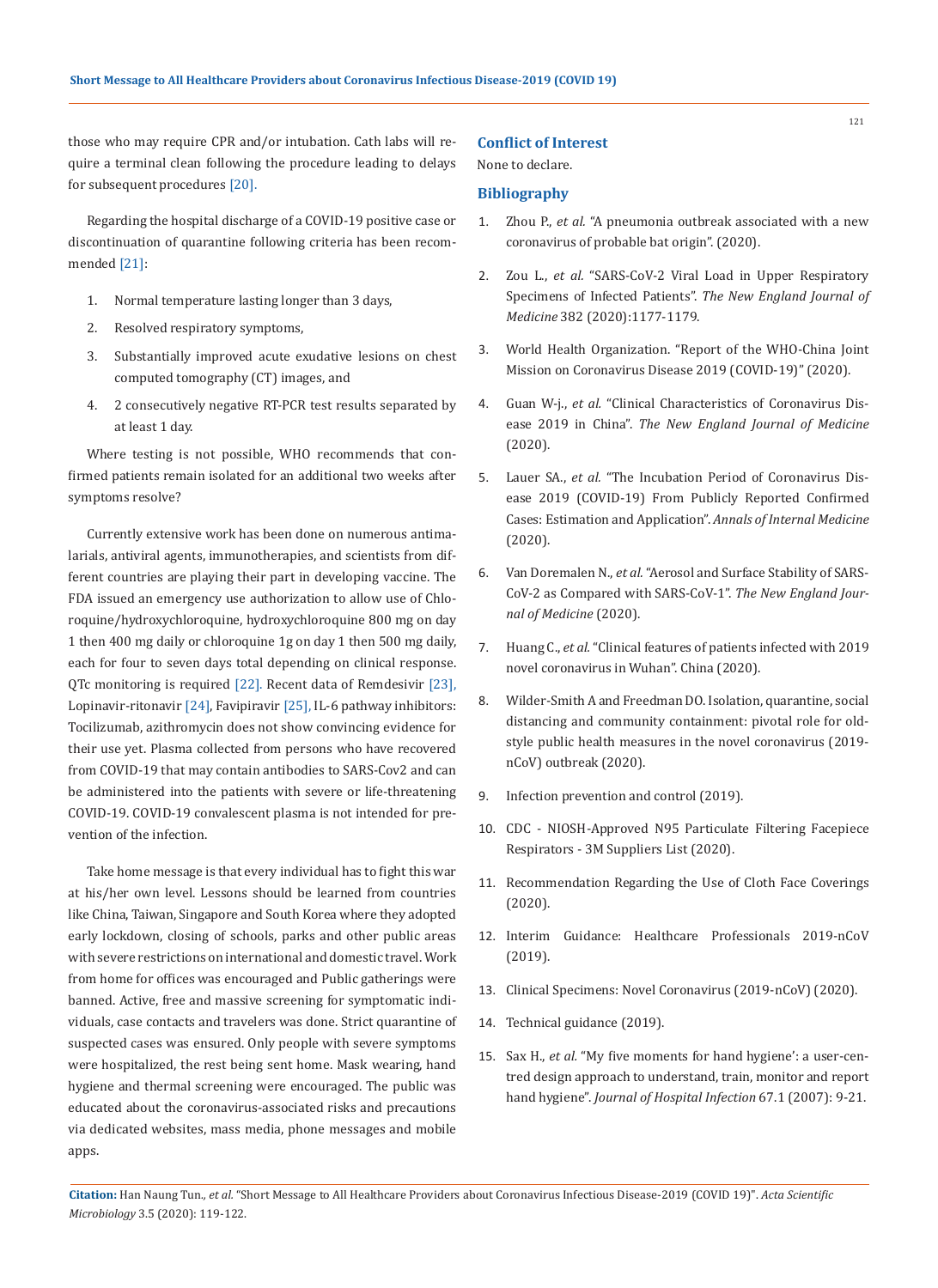those who may require CPR and/or intubation. Cath labs will require a terminal clean following the procedure leading to delays for subsequent procedures [20].

Regarding the hospital discharge of a COVID-19 positive case or discontinuation of quarantine following criteria has been recommended [21]:

1. Normal temperature lasting longer than 3 days,
2. Resolved respiratory symptoms,
3. Substantially improved acute exudative lesions on chest computed tomography (CT) images, and
4. 2 consecutively negative RT-PCR test results separated by at least 1 day.

Where testing is not possible, WHO recommends that confirmed patients remain isolated for an additional two weeks after symptoms resolve?

Currently extensive work has been done on numerous antimalarials, antiviral agents, immunotherapies, and scientists from different countries are playing their part in developing vaccine. The FDA issued an emergency use authorization to allow use of Chloroquine/hydroxychloroquine, hydroxychloroquine 800 mg on day 1 then 400 mg daily or chloroquine 1g on day 1 then 500 mg daily, each for four to seven days total depending on clinical response. QTc monitoring is required [22]. Recent data of Remdesivir [23], Lopinavir-ritonavir [24], Favipiravir [25], IL-6 pathway inhibitors: Tocilizumab, azithromycin does not show convincing evidence for their use yet. Plasma collected from persons who have recovered from COVID-19 that may contain antibodies to SARS-Cov2 and can be administered into the patients with severe or life-threatening COVID-19. COVID-19 convalescent plasma is not intended for prevention of the infection.

Take home message is that every individual has to fight this war at his/her own level. Lessons should be learned from countries like China, Taiwan, Singapore and South Korea where they adopted early lockdown, closing of schools, parks and other public areas with severe restrictions on international and domestic travel. Work from home for offices was encouraged and Public gatherings were banned. Active, free and massive screening for symptomatic individuals, case contacts and travelers was done. Strict quarantine of suspected cases was ensured. Only people with severe symptoms were hospitalized, the rest being sent home. Mask wearing, hand hygiene and thermal screening were encouraged. The public was educated about the coronavirus-associated risks and precautions via dedicated websites, mass media, phone messages and mobile apps.

## Conflict of Interest

None to declare.

## Bibliography

1. Zhou P., *et al.* "A pneumonia outbreak associated with a new coronavirus of probable bat origin". (2020).
2. Zou L., *et al.* "SARS-CoV-2 Viral Load in Upper Respiratory Specimens of Infected Patients". *The New England Journal of Medicine* 382 (2020):1177-1179.
3. World Health Organization. "Report of the WHO-China Joint Mission on Coronavirus Disease 2019 (COVID-19)" (2020).
4. Guan W-j., *et al.* "Clinical Characteristics of Coronavirus Disease 2019 in China". *The New England Journal of Medicine* (2020).
5. Lauer SA., *et al.* "The Incubation Period of Coronavirus Disease 2019 (COVID-19) From Publicly Reported Confirmed Cases: Estimation and Application". *Annals of Internal Medicine* (2020).
6. Van Doremalen N., *et al.* "Aerosol and Surface Stability of SARS-CoV-2 as Compared with SARS-CoV-1". *The New England Journal of Medicine* (2020).
7. Huang C., *et al.* "Clinical features of patients infected with 2019 novel coronavirus in Wuhan". China (2020).
8. Wilder-Smith A and Freedman DO. Isolation, quarantine, social distancing and community containment: pivotal role for old-style public health measures in the novel coronavirus (2019-nCoV) outbreak (2020).
9. Infection prevention and control (2019).
10. CDC - NIOSH-Approved N95 Particulate Filtering Facepiece Respirators - 3M Suppliers List (2020).
11. Recommendation Regarding the Use of Cloth Face Coverings (2020).
12. Interim Guidance: Healthcare Professionals 2019-nCoV (2019).
13. Clinical Specimens: Novel Coronavirus (2019-nCoV) (2020).
14. Technical guidance (2019).
15. Sax H., *et al.* "My five moments for hand hygiene': a user-centred design approach to understand, train, monitor and report hand hygiene". *Journal of Hospital Infection* 67.1 (2007): 9-21.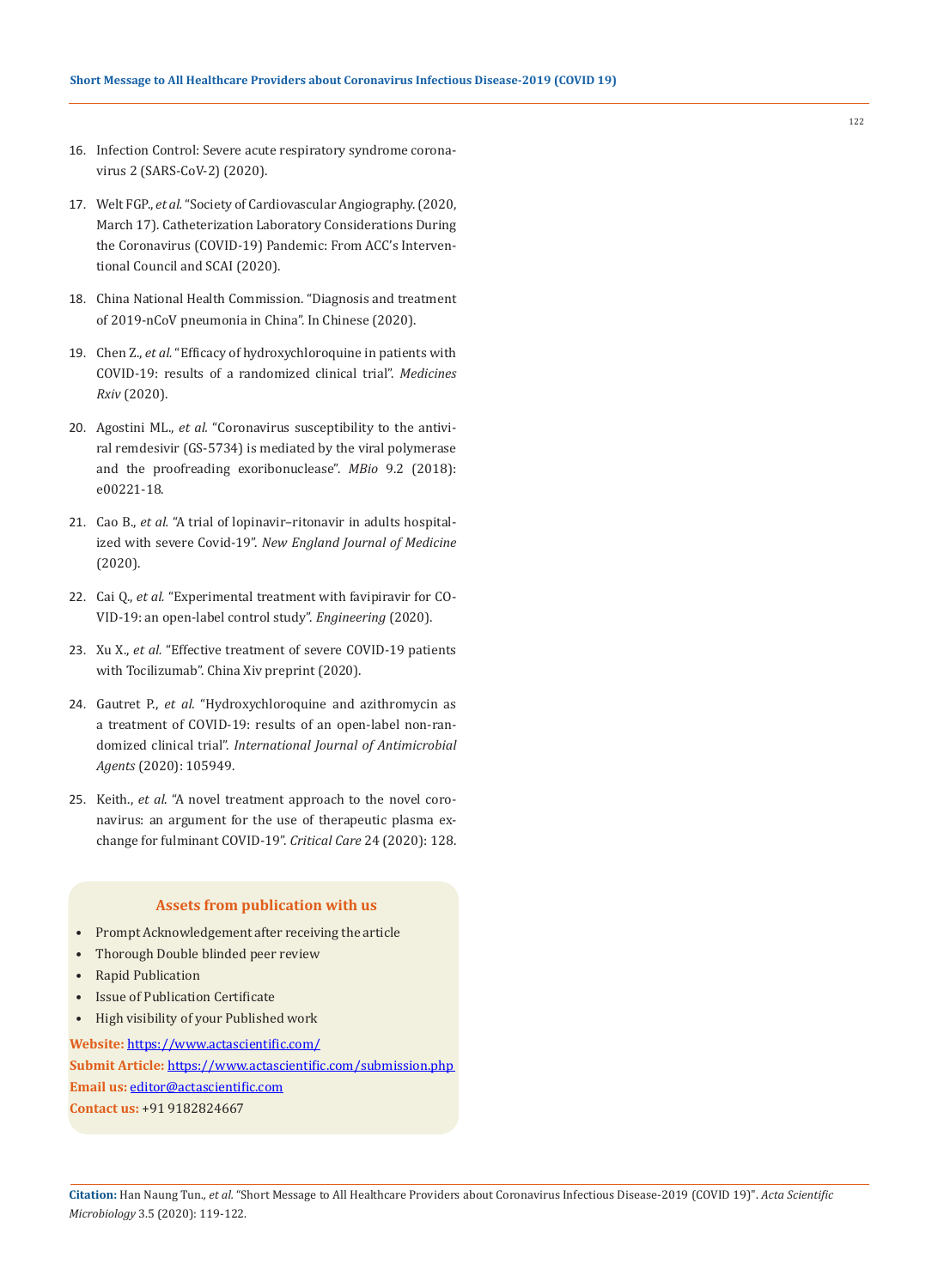16. Infection Control: Severe acute respiratory syndrome coronavirus 2 (SARS-CoV-2) (2020).

17. Welt FGP., *et al.* "Society of Cardiovascular Angiography. (2020, March 17). Catheterization Laboratory Considerations During the Coronavirus (COVID-19) Pandemic: From ACC's Interventional Council and SCAI (2020).

18. China National Health Commission. "Diagnosis and treatment of 2019-nCoV pneumonia in China". In Chinese (2020).

19. Chen Z., *et al.* "Efficacy of hydroxychloroquine in patients with COVID-19: results of a randomized clinical trial". *Medicines Rxiv* (2020).

20. Agostini ML., *et al.* "Coronavirus susceptibility to the antiviral remdesivir (GS-5734) is mediated by the viral polymerase and the proofreading exoribonuclease". *MBio* 9.2 (2018): e00221-18.

21. Cao B., *et al.* "A trial of lopinavir–ritonavir in adults hospitalized with severe Covid-19". *New England Journal of Medicine* (2020).

22. Cai Q., *et al.* "Experimental treatment with favipiravir for COVID-19: an open-label control study". *Engineering* (2020).

23. Xu X., *et al.* "Effective treatment of severe COVID-19 patients with Tocilizumab". China Xiv preprint (2020).

24. Gautret P., *et al.* "Hydroxychloroquine and azithromycin as a treatment of COVID-19: results of an open-label non-randomized clinical trial". *International Journal of Antimicrobial Agents* (2020): 105949.

25. Keith., *et al.* "A novel treatment approach to the novel coronavirus: an argument for the use of therapeutic plasma exchange for fulminant COVID-19". *Critical Care* 24 (2020): 128.

### Assets from publication with us

- Prompt Acknowledgement after receiving the article
- Thorough Double blinded peer review
- Rapid Publication
- Issue of Publication Certificate
- High visibility of your Published work

**Website:** https://www.actascientific.com/
**Submit Article:** https://www.actascientific.com/submission.php
**Email us:** editor@actascientific.com
**Contact us:** +91 9182824667

**Citation:** Han Naung Tun., *et al.* "Short Message to All Healthcare Providers about Coronavirus Infectious Disease-2019 (COVID 19)". *Acta Scientific Microbiology* 3.5 (2020): 119-122.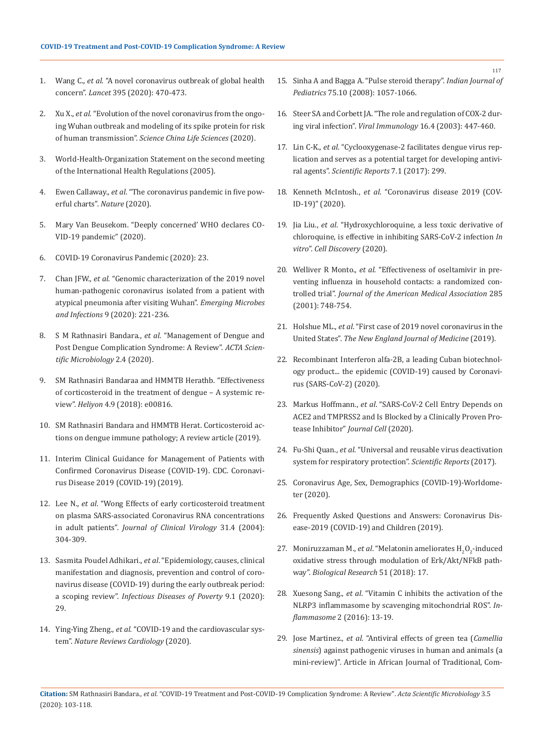1. Wang C., *et al*. "A novel coronavirus outbreak of global health concern". *Lancet* 395 (2020): 470-473.

2. Xu X., *et al*. "Evolution of the novel coronavirus from the ongoing Wuhan outbreak and modeling of its spike protein for risk of human transmission". *Science China Life Sciences* (2020).

3. World-Health-Organization Statement on the second meeting of the International Health Regulations (2005).

4. Ewen Callaway., *et al*. "The coronavirus pandemic in five powerful charts". *Nature* (2020).

5. Mary Van Beusekom. "Deeply concerned' WHO declares COVID-19 pandemic" (2020).

6. COVID-19 Coronavirus Pandemic (2020): 23.

7. Chan JFW., *et al*. "Genomic characterization of the 2019 novel human-pathogenic coronavirus isolated from a patient with atypical pneumonia after visiting Wuhan". *Emerging Microbes and Infections* 9 (2020): 221-236.

8. S M Rathnasiri Bandara., *et al*. "Management of Dengue and Post Dengue Complication Syndrome: A Review". *ACTA Scientific Microbiology* 2.4 (2020).

9. SM Rathnasiri Bandaraa and HMMTB Herathb. "Effectiveness of corticosteroid in the treatment of dengue – A systemic review". *Heliyon* 4.9 (2018): e00816.

10. SM Rathnasiri Bandara and HMMTB Herat. Corticosteroid actions on dengue immune pathology; A review article (2019).

11. Interim Clinical Guidance for Management of Patients with Confirmed Coronavirus Disease (COVID-19). CDC. Coronavirus Disease 2019 (COVID-19) (2019).

12. Lee N., *et al*. "Wong Effects of early corticosteroid treatment on plasma SARS-associated Coronavirus RNA concentrations in adult patients". *Journal of Clinical Virology* 31.4 (2004): 304-309.

13. Sasmita Poudel Adhikari., *et al*. "Epidemiology, causes, clinical manifestation and diagnosis, prevention and control of coronavirus disease (COVID-19) during the early outbreak period: a scoping review". *Infectious Diseases of Poverty* 9.1 (2020): 29.

14. Ying-Ying Zheng., *et al*. "COVID-19 and the cardiovascular system". *Nature Reviews Cardiology* (2020).

15. Sinha A and Bagga A. "Pulse steroid therapy". *Indian Journal of Pediatrics* 75.10 (2008): 1057-1066.

16. Steer SA and Corbett JA. "The role and regulation of COX-2 during viral infection". *Viral Immunology* 16.4 (2003): 447-460.

17. Lin C-K., *et al*. "Cyclooxygenase-2 facilitates dengue virus replication and serves as a potential target for developing antiviral agents". *Scientific Reports* 7.1 (2017): 299.

18. Kenneth McIntosh., *et al*. "Coronavirus disease 2019 (COVID-19)" (2020).

19. Jia Liu., *et al*. "Hydroxychloroquine, a less toxic derivative of chloroquine, is effective in inhibiting SARS-CoV-2 infection *In vitro*". *Cell Discovery* (2020).

20. Welliver R Monto., *et al*. "Effectiveness of oseltamivir in preventing influenza in household contacts: a randomized controlled trial". *Journal of the American Medical Association* 285 (2001): 748-754.

21. Holshue ML., *et al*. "First case of 2019 novel coronavirus in the United States". *The New England Journal of Medicine* (2019).

22. Recombinant Interferon alfa-2B, a leading Cuban biotechnology product... the epidemic (COVID-19) caused by Coronavirus (SARS-CoV-2) (2020).

23. Markus Hoffmann., *et al*. "SARS-CoV-2 Cell Entry Depends on ACE2 and TMPRSS2 and Is Blocked by a Clinically Proven Protease Inhibitor" *Journal Cell* (2020).

24. Fu-Shi Quan., *et al*. "Universal and reusable virus deactivation system for respiratory protection". *Scientific Reports* (2017).

25. Coronavirus Age, Sex, Demographics (COVID-19)-Worldometer (2020).

26. Frequently Asked Questions and Answers: Coronavirus Disease-2019 (COVID-19) and Children (2019).

27. Moniruzzaman M., *et al*. "Melatonin ameliorates $H_2O_2$-induced oxidative stress through modulation of Erk/Akt/NFkB pathway". *Biological Research* 51 (2018): 17.

28. Xuesong Sang., *et al*. "Vitamin C inhibits the activation of the NLRP3 inflammasome by scavenging mitochondrial ROS". *Inflammasome* 2 (2016): 13-19.

29. Jose Martinez., *et al*. "Antiviral effects of green tea (*Camellia sinensis*) against pathogenic viruses in human and animals (a mini-review)". Article in African Journal of Traditional, Com-